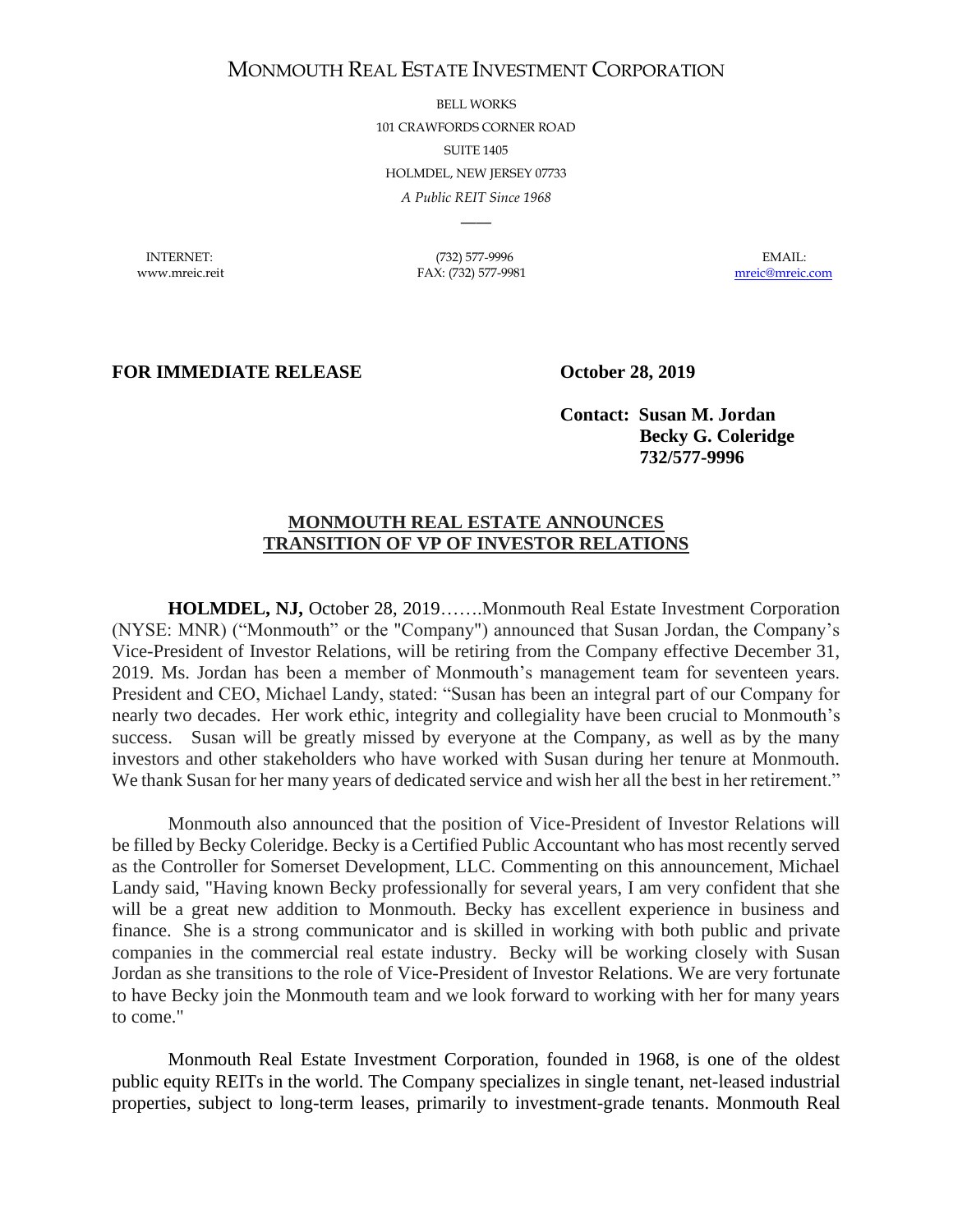# MONMOUTH REAL ESTATE INVESTMENT CORPORATION

BELL WORKS
101 CRAWFORDS CORNER ROAD
SUITE 1405
HOLMDEL, NEW JERSEY 07733
*A Public REIT Since 1968*

INTERNET: www.mreic.reit | (732) 577-9996 FAX: (732) 577-9981 | EMAIL: mreic@mreic.com

**FOR IMMEDIATE RELEASE** **October 28, 2019**

**Contact: Susan M. Jordan**
**Becky G. Coleridge**
**732/577-9996**

## MONMOUTH REAL ESTATE ANNOUNCES TRANSITION OF VP OF INVESTOR RELATIONS

**HOLMDEL, NJ,** October 28, 2019…….Monmouth Real Estate Investment Corporation (NYSE: MNR) ("Monmouth" or the "Company") announced that Susan Jordan, the Company's Vice-President of Investor Relations, will be retiring from the Company effective December 31, 2019. Ms. Jordan has been a member of Monmouth's management team for seventeen years. President and CEO, Michael Landy, stated: "Susan has been an integral part of our Company for nearly two decades. Her work ethic, integrity and collegiality have been crucial to Monmouth's success. Susan will be greatly missed by everyone at the Company, as well as by the many investors and other stakeholders who have worked with Susan during her tenure at Monmouth. We thank Susan for her many years of dedicated service and wish her all the best in her retirement."

Monmouth also announced that the position of Vice-President of Investor Relations will be filled by Becky Coleridge. Becky is a Certified Public Accountant who has most recently served as the Controller for Somerset Development, LLC. Commenting on this announcement, Michael Landy said, "Having known Becky professionally for several years, I am very confident that she will be a great new addition to Monmouth. Becky has excellent experience in business and finance. She is a strong communicator and is skilled in working with both public and private companies in the commercial real estate industry. Becky will be working closely with Susan Jordan as she transitions to the role of Vice-President of Investor Relations. We are very fortunate to have Becky join the Monmouth team and we look forward to working with her for many years to come."

Monmouth Real Estate Investment Corporation, founded in 1968, is one of the oldest public equity REITs in the world. The Company specializes in single tenant, net-leased industrial properties, subject to long-term leases, primarily to investment-grade tenants. Monmouth Real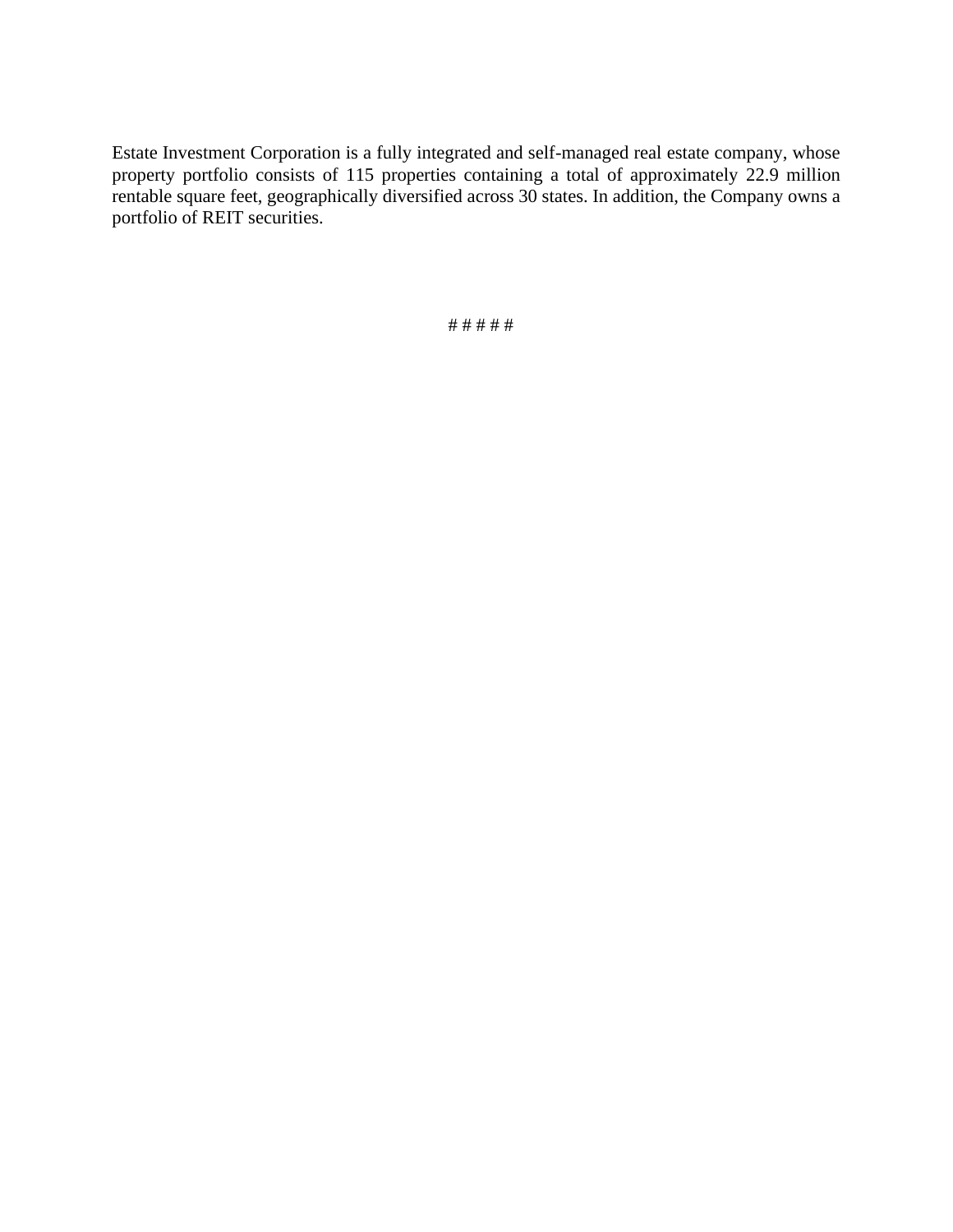Estate Investment Corporation is a fully integrated and self-managed real estate company, whose property portfolio consists of 115 properties containing a total of approximately 22.9 million rentable square feet, geographically diversified across 30 states. In addition, the Company owns a portfolio of REIT securities.

# # # # #